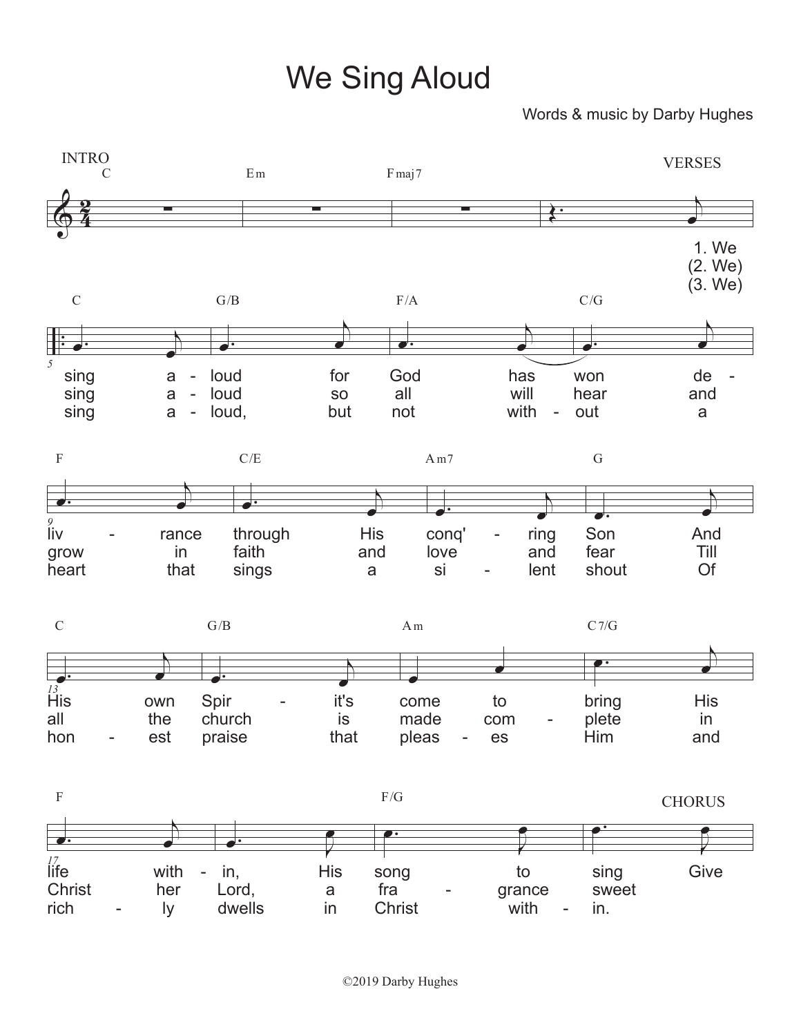# We Sing Aloud

Words & music by Darby Hughes

INTRO

C | Em | Fmaj7 |

VERSES

1. We
(2. We)
(3. We)

C | G/B | F/A | C/G

sing a - loud for God has won de -
sing a - loud so all will hear and
sing a - loud, but not with - out a

F | C/E | Am7 | G

liv - rance through His conq' - ring Son And
grow in faith and love and fear Till
heart that sings a si - lent shout Of

C | G/B | Am | C7/G

His own Spir - it's come to bring His
all the church is made com - plete in
hon - est praise that pleas - es Him and

F | | F/G |

CHORUS

life with - in, His song to sing Give
Christ her Lord, a fra - grance sweet
rich - ly dwells in Christ with - in.

©2019 Darby Hughes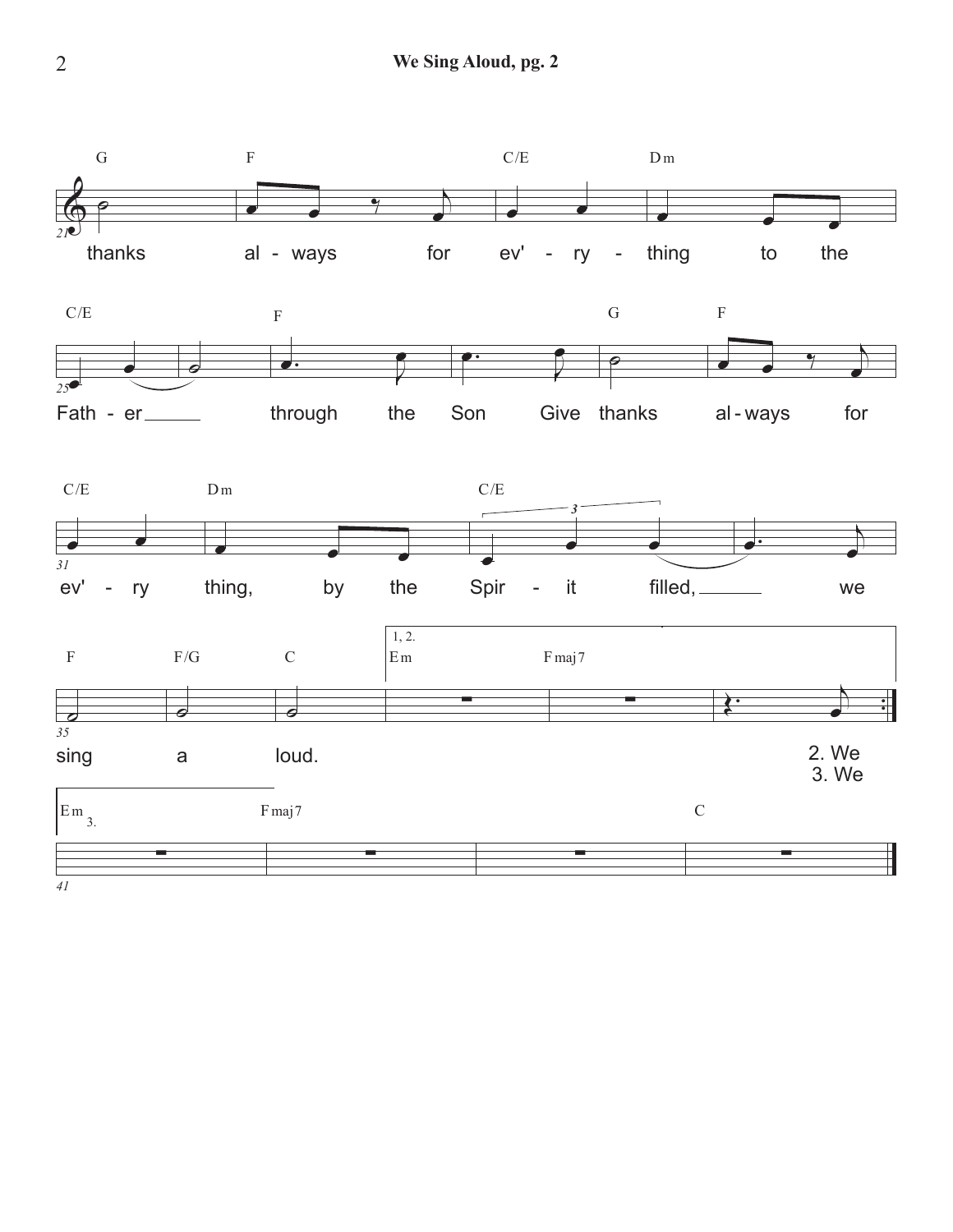G F C/E Dm

thanks al - ways for ev' - ry - thing to the

C/E F G F

Fath - er through the Son Give thanks al - ways for

C/E Dm C/E

3

ev' - ry thing, by the Spir - it filled, we

F F/G C

1, 2.

Em Fmaj7

sing a loud.

2. We
3. We

Em 3. Fmaj7 C